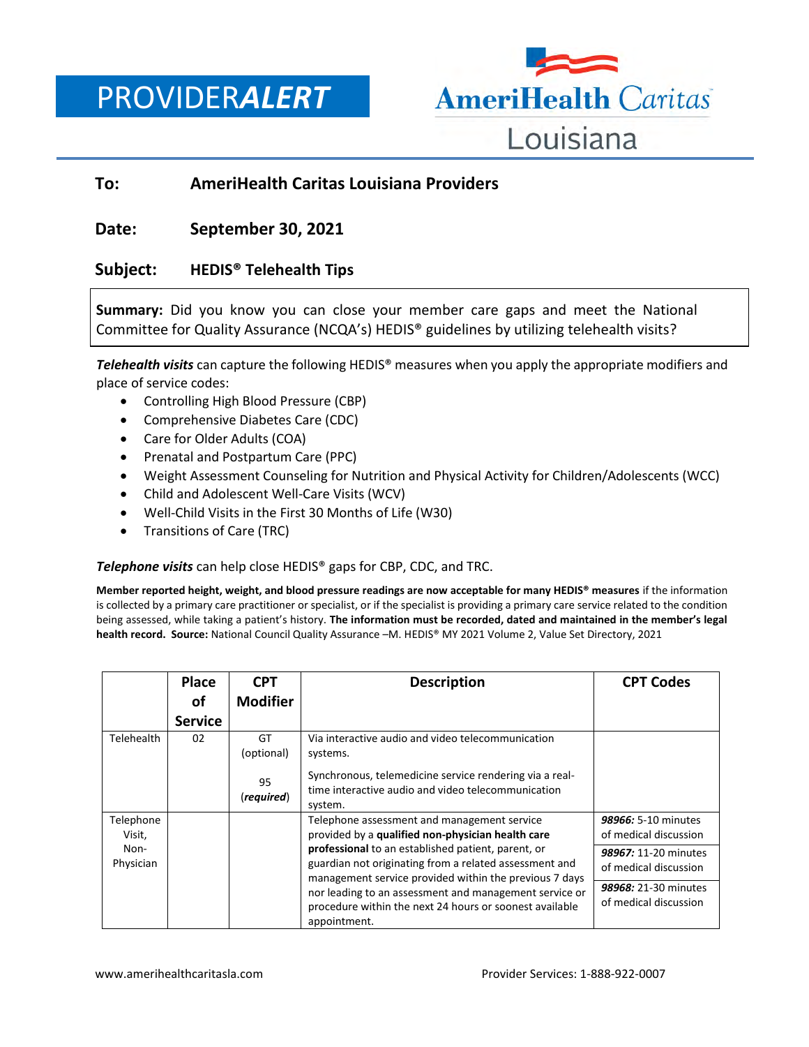# PROVIDER*ALERT*

AmeriHealth Caritas Louisiana

**To:** **AmeriHealth Caritas Louisiana Providers**

**Date:** **September 30, 2021**

**Subject:** **HEDIS® Telehealth Tips**

**Summary:** Did you know you can close your member care gaps and meet the National Committee for Quality Assurance (NCQA's) HEDIS® guidelines by utilizing telehealth visits?

***Telehealth visits*** can capture the following HEDIS® measures when you apply the appropriate modifiers and place of service codes:

- Controlling High Blood Pressure (CBP)
- Comprehensive Diabetes Care (CDC)
- Care for Older Adults (COA)
- Prenatal and Postpartum Care (PPC)
- Weight Assessment Counseling for Nutrition and Physical Activity for Children/Adolescents (WCC)
- Child and Adolescent Well-Care Visits (WCV)
- Well-Child Visits in the First 30 Months of Life (W30)
- Transitions of Care (TRC)

***Telephone visits*** can help close HEDIS® gaps for CBP, CDC, and TRC.

**Member reported height, weight, and blood pressure readings are now acceptable for many HEDIS® measures** if the information is collected by a primary care practitioner or specialist, or if the specialist is providing a primary care service related to the condition being assessed, while taking a patient's history. **The information must be recorded, dated and maintained in the member's legal health record. Source:** National Council Quality Assurance –M. HEDIS® MY 2021 Volume 2, Value Set Directory, 2021

| | Place of Service | CPT Modifier | Description | CPT Codes |
|---|---|---|---|---|
| Telehealth | 02 | GT (optional) | Via interactive audio and video telecommunication systems. | |
| | | 95 (*required*) | Synchronous, telemedicine service rendering via a real-time interactive audio and video telecommunication system. | |
| Telephone Visit, Non-Physician | | | Telephone assessment and management service provided by a **qualified non-physician health care professional** to an established patient, parent, or guardian not originating from a related assessment and management service provided within the previous 7 days nor leading to an assessment and management service or procedure within the next 24 hours or soonest available appointment. | ***98966:*** 5-10 minutes of medical discussion<br>***98967:*** 11-20 minutes of medical discussion<br>***98968:*** 21-30 minutes of medical discussion |

www.amerihealthcaritasla.com Provider Services: 1-888-922-0007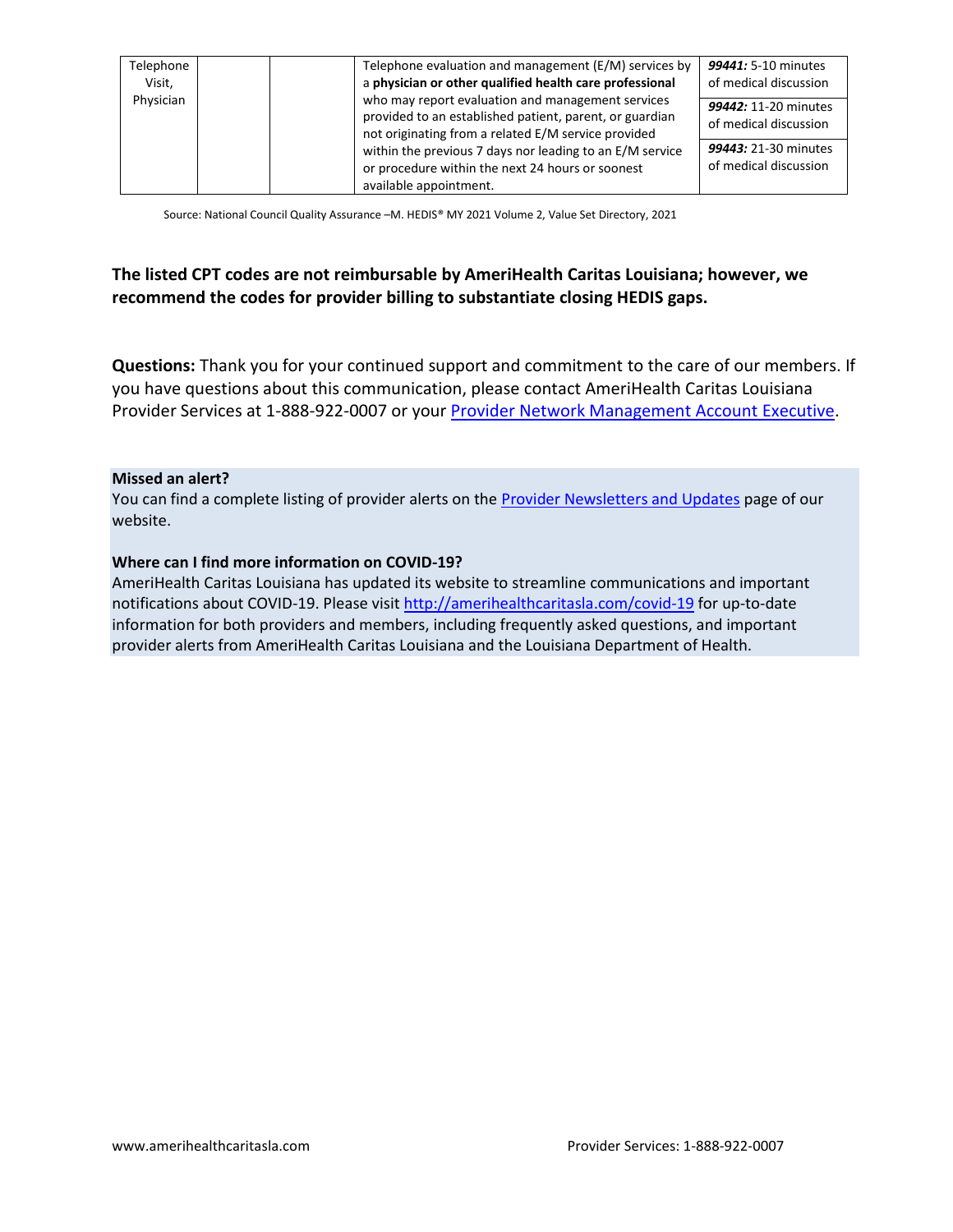| | | | | |
|---|---|---|---|---|
| Telephone Visit, Physician | | | Telephone evaluation and management (E/M) services by a **physician or other qualified health care professional** who may report evaluation and management services provided to an established patient, parent, or guardian not originating from a related E/M service provided within the previous 7 days nor leading to an E/M service or procedure within the next 24 hours or soonest available appointment. | ***99441:*** 5-10 minutes of medical discussion<br>***99442:*** 11-20 minutes of medical discussion<br>***99443:*** 21-30 minutes of medical discussion |

Source: National Council Quality Assurance –M. HEDIS® MY 2021 Volume 2, Value Set Directory, 2021

**The listed CPT codes are not reimbursable by AmeriHealth Caritas Louisiana; however, we recommend the codes for provider billing to substantiate closing HEDIS gaps.**

**Questions:** Thank you for your continued support and commitment to the care of our members. If you have questions about this communication, please contact AmeriHealth Caritas Louisiana Provider Services at 1-888-922-0007 or your Provider Network Management Account Executive.

**Missed an alert?**
You can find a complete listing of provider alerts on the Provider Newsletters and Updates page of our website.

**Where can I find more information on COVID-19?**
AmeriHealth Caritas Louisiana has updated its website to streamline communications and important notifications about COVID-19. Please visit http://amerihealthcaritasla.com/covid-19 for up-to-date information for both providers and members, including frequently asked questions, and important provider alerts from AmeriHealth Caritas Louisiana and the Louisiana Department of Health.